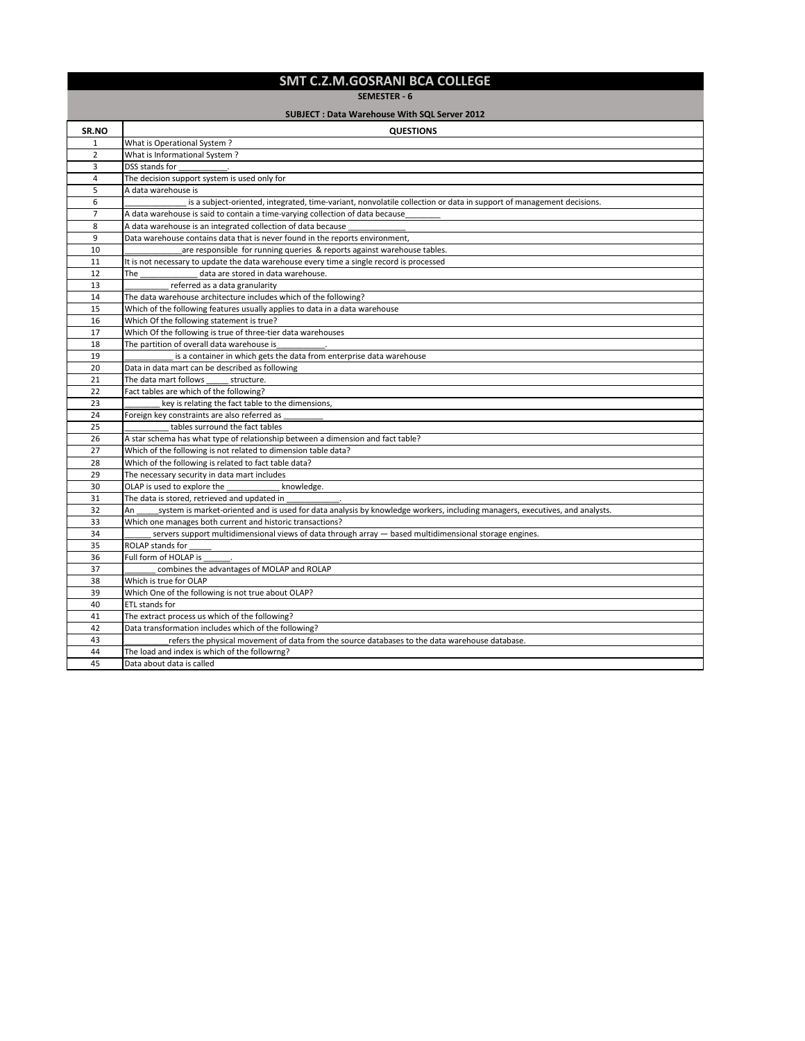# SMT C.Z.M.GOSRANI BCA COLLEGE

**SEMESTER - 6**

**SUBJECT : Data Warehouse With SQL Server 2012**

| SR.NO | QUESTIONS |
|---|---|
| 1 | What is Operational System ? |
| 2 | What is Informational System ? |
| 3 | DSS stands for ___________. |
| 4 | The decision support system is used only for |
| 5 | A data warehouse is |
| 6 | _____________ is a subject-oriented, integrated, time-variant, nonvolatile collection or data in support of management decisions. |
| 7 | A data warehouse is said to contain a time-varying collection of data because________ |
| 8 | A data warehouse is an integrated collection of data because _____________ |
| 9 | Data warehouse contains data that is never found in the reports environment, |
| 10 | _____________are responsible for running queries & reports against warehouse tables. |
| 11 | It is not necessary to update the data warehouse every time a single record is processed |
| 12 | The _____________ data are stored in data warehouse. |
| 13 | __________ referred as a data granularity |
| 14 | The data warehouse architecture includes which of the following? |
| 15 | Which of the following features usually applies to data in a data warehouse |
| 16 | Which Of the following statement is true? |
| 17 | Which Of the following is true of three-tier data warehouses |
| 18 | The partition of overall data warehouse is___________. |
| 19 | ___________ is a container in which gets the data from enterprise data warehouse |
| 20 | Data in data mart can be described as following |
| 21 | The data mart follows _____ structure. |
| 22 | Fact tables are which of the following? |
| 23 | ________ key is relating the fact table to the dimensions, |
| 24 | Foreign key constraints are also referred as _________ |
| 25 | __________ tables surround the fact tables |
| 26 | A star schema has what type of relationship between a dimension and fact table? |
| 27 | Which of the following is not related to dimension table data? |
| 28 | Which of the following is related to fact table data? |
| 29 | The necessary security in data mart includes |
| 30 | OLAP is used to explore the ____________ knowledge. |
| 31 | The data is stored, retrieved and updated in ____________. |
| 32 | An _____system is market-oriented and is used for data analysis by knowledge workers, including managers, executives, and analysts. |
| 33 | Which one manages both current and historic transactions? |
| 34 | ______ servers support multidimensional views of data through array — based multidimensional storage engines. |
| 35 | ROLAP stands for _____ |
| 36 | Full form of HOLAP is ______. |
| 37 | _______ combines the advantages of MOLAP and ROLAP |
| 38 | Which is true for OLAP |
| 39 | Which One of the following is not true about OLAP? |
| 40 | ETL stands for |
| 41 | The extract process us which of the following? |
| 42 | Data transformation includes which of the following? |
| 43 | __________refers the physical movement of data from the source databases to the data warehouse database. |
| 44 | The load and index is which of the followrng? |
| 45 | Data about data is called |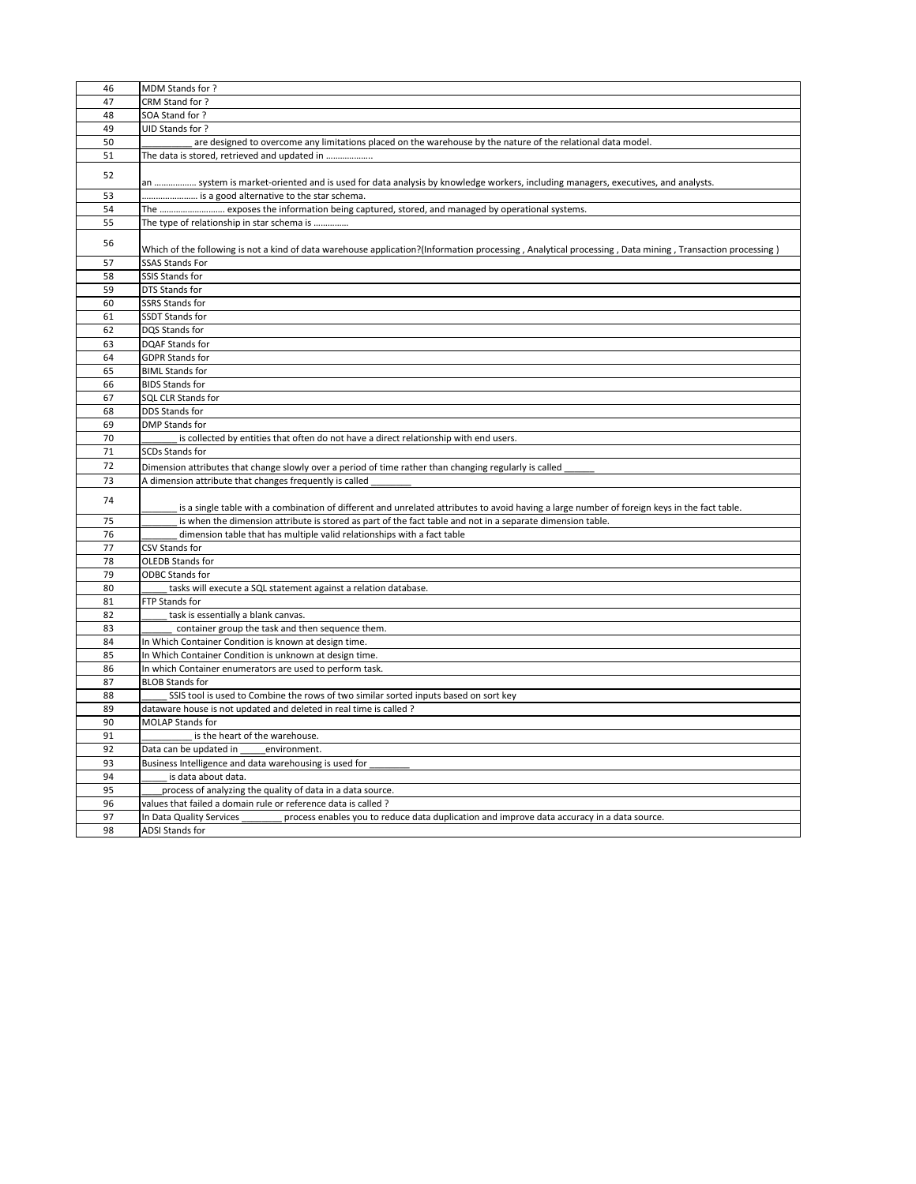| | |
|---|---|
| 46 | MDM Stands for ? |
| 47 | CRM Stand for ? |
| 48 | SOA Stand for ? |
| 49 | UID Stands for ? |
| 50 | __________ are designed to overcome any limitations placed on the warehouse by the nature of the relational data model. |
| 51 | The data is stored, retrieved and updated in ……………….. |
| 52 | an ……………… system is market-oriented and is used for data analysis by knowledge workers, including managers, executives, and analysts. |
| 53 | …………………… is a good alternative to the star schema. |
| 54 | The ………………………. exposes the information being captured, stored, and managed by operational systems. |
| 55 | The type of relationship in star schema is …………… |
| 56 | Which of the following is not a kind of data warehouse application?(Information processing , Analytical processing , Data mining , Transaction processing ) |
| 57 | SSAS Stands For |
| 58 | SSIS Stands for |
| 59 | DTS Stands for |
| 60 | SSRS Stands for |
| 61 | SSDT Stands for |
| 62 | DQS Stands for |
| 63 | DQAF Stands for |
| 64 | GDPR Stands for |
| 65 | BIML Stands for |
| 66 | BIDS Stands for |
| 67 | SQL CLR Stands for |
| 68 | DDS Stands for |
| 69 | DMP Stands for |
| 70 | _______ is collected by entities that often do not have a direct relationship with end users. |
| 71 | SCDs Stands for |
| 72 | Dimension attributes that change slowly over a period of time rather than changing regularly is called ______ |
| 73 | A dimension attribute that changes frequently is called ________ |
| 74 | _______ is a single table with a combination of different and unrelated attributes to avoid having a large number of foreign keys in the fact table. |
| 75 | _______ is when the dimension attribute is stored as part of the fact table and not in a separate dimension table. |
| 76 | _______ dimension table that has multiple valid relationships with a fact table |
| 77 | CSV Stands for |
| 78 | OLEDB Stands for |
| 79 | ODBC Stands for |
| 80 | _____ tasks will execute a SQL statement against a relation database. |
| 81 | FTP Stands for |
| 82 | _____ task is essentially a blank canvas. |
| 83 | ______ container group the task and then sequence them. |
| 84 | In Which Container Condition is known at design time. |
| 85 | In Which Container Condition is unknown at design time. |
| 86 | In which Container enumerators are used to perform task. |
| 87 | BLOB Stands for |
| 88 | _____ SSIS tool is used to Combine the rows of two similar sorted inputs based on sort key |
| 89 | dataware house is not updated and deleted in real time is called ? |
| 90 | MOLAP Stands for |
| 91 | __________ is the heart of the warehouse. |
| 92 | Data can be updated in _____environment. |
| 93 | Business Intelligence and data warehousing is used for ________ |
| 94 | _____ is data about data. |
| 95 | ____process of analyzing the quality of data in a data source. |
| 96 | values that failed a domain rule or reference data is called ? |
| 97 | In Data Quality Services ________ process enables you to reduce data duplication and improve data accuracy in a data source. |
| 98 | ADSI Stands for |